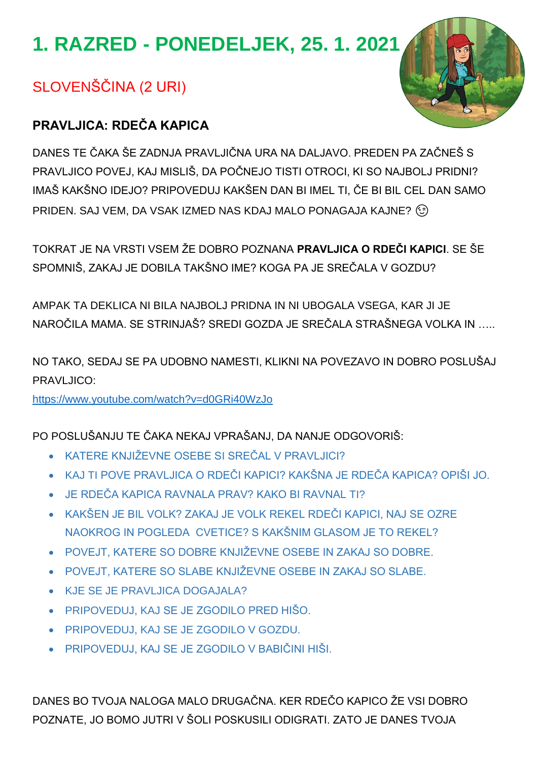# 1. RAZRED - PONEDELJEK, 25. 1. 2021

## SLOVENŠČINA (2 URI)

### PRAVLJICA: RDEČA KAPICA

DANES TE ČAKA ŠE ZADNJA PRAVLJIČNA URA NA DALJAVO. PREDEN PA ZAČNEŠ S PRAVLJICO POVEJ, KAJ MISLIŠ, DA POČNEJO TISTI OTROCI, KI SO NAJBOLJ PRIDNI? IMAŠ KAKŠNO IDEJO? PRIPOVEDUJ KAKŠEN DAN BI IMEL TI, ČE BI BIL CEL DAN SAMO PRIDEN. SAJ VEM, DA VSAK IZMED NAS KDAJ MALO PONAGAJA KAJNE? 😉

TOKRAT JE NA VRSTI VSEM ŽE DOBRO POZNANA **PRAVLJICA O RDEČI KAPICI**. SE ŠE SPOMNIŠ, ZAKAJ JE DOBILA TAKŠNO IME? KOGA PA JE SREČALA V GOZDU?

AMPAK TA DEKLICA NI BILA NAJBOLJ PRIDNA IN NI UBOGALA VSEGA, KAR JI JE NAROČILA MAMA. SE STRINJAŠ? SREDI GOZDA JE SREČALA STRAŠNEGA VOLKA IN …..

NO TAKO, SEDAJ SE PA UDOBNO NAMESTI, KLIKNI NA POVEZAVO IN DOBRO POSLUŠAJ PRAVLJICO:
https://www.youtube.com/watch?v=d0GRi40WzJo

PO POSLUŠANJU TE ČAKA NEKAJ VPRAŠANJ, DA NANJE ODGOVORIŠ:

- KATERE KNJIŽEVNE OSEBE SI SREČAL V PRAVLJICI?
- KAJ TI POVE PRAVLJICA O RDEČI KAPICI? KAKŠNA JE RDEČA KAPICA? OPIŠI JO.
- JE RDEČA KAPICA RAVNALA PRAV? KAKO BI RAVNAL TI?
- KAKŠEN JE BIL VOLK? ZAKAJ JE VOLK REKEL RDEČI KAPICI, NAJ SE OZRE NAOKROG IN POGLEDA CVETICE? S KAKŠNIM GLASOM JE TO REKEL?
- POVEJT, KATERE SO DOBRE KNJIŽEVNE OSEBE IN ZAKAJ SO DOBRE.
- POVEJT, KATERE SO SLABE KNJIŽEVNE OSEBE IN ZAKAJ SO SLABE.
- KJE SE JE PRAVLJICA DOGAJALA?
- PRIPOVEDUJ, KAJ SE JE ZGODILO PRED HIŠO.
- PRIPOVEDUJ, KAJ SE JE ZGODILO V GOZDU.
- PRIPOVEDUJ, KAJ SE JE ZGODILO V BABIČINI HIŠI.

DANES BO TVOJA NALOGA MALO DRUGAČNA. KER RDEČO KAPICO ŽE VSI DOBRO POZNATE, JO BOMO JUTRI V ŠOLI POSKUSILI ODIGRATI. ZATO JE DANES TVOJA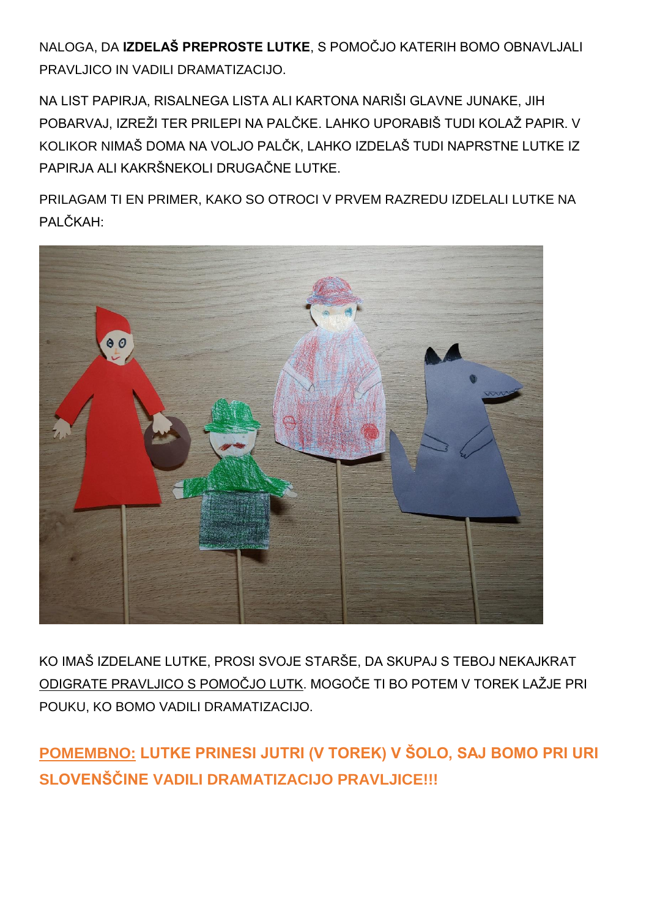NALOGA, DA **IZDELAŠ PREPROSTE LUTKE**, S POMOČJO KATERIH BOMO OBNAVLJALI PRAVLJICO IN VADILI DRAMATIZACIJO.

NA LIST PAPIRJA, RISALNEGA LISTA ALI KARTONA NARIŠI GLAVNE JUNAKE, JIH POBARVAJ, IZREŽI TER PRILEPI NA PALČKE. LAHKO UPORABIŠ TUDI KOLAŽ PAPIR. V KOLIKOR NIMAŠ DOMA NA VOLJO PALČK, LAHKO IZDELAŠ TUDI NAPRSTNE LUTKE IZ PAPIRJA ALI KAKRŠNEKOLI DRUGAČNE LUTKE.

PRILAGAM TI EN PRIMER, KAKO SO OTROCI V PRVEM RAZREDU IZDELALI LUTKE NA PALČKAH:

KO IMAŠ IZDELANE LUTKE, PROSI SVOJE STARŠE, DA SKUPAJ S TEBOJ NEKAJKRAT ODIGRATE PRAVLJICO S POMOČJO LUTK. MOGOČE TI BO POTEM V TOREK LAŽJE PRI POUKU, KO BOMO VADILI DRAMATIZACIJO.

**POMEMBNO: LUTKE PRINESI JUTRI (V TOREK) V ŠOLO, SAJ BOMO PRI URI SLOVENŠČINE VADILI DRAMATIZACIJO PRAVLJICE!!!**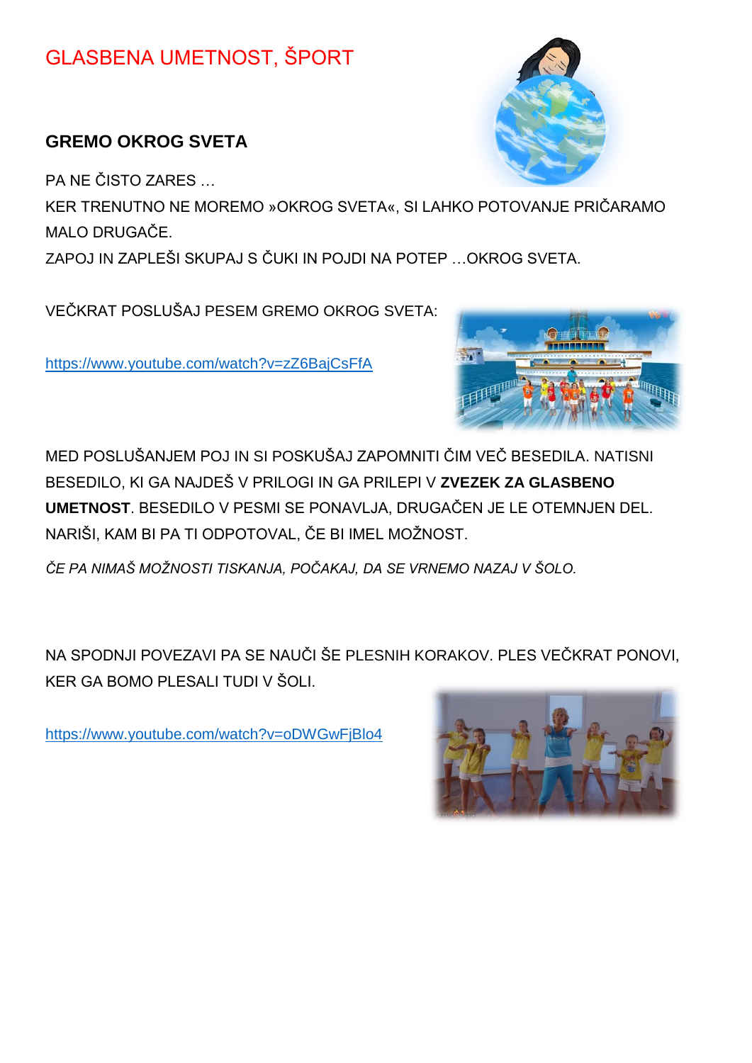# GLASBENA UMETNOST, ŠPORT

## GREMO OKROG SVETA

PA NE ČISTO ZARES …

KER TRENUTNO NE MOREMO »OKROG SVETA«, SI LAHKO POTOVANJE PRIČARAMO MALO DRUGAČE.

ZAPOJ IN ZAPLEŠI SKUPAJ S ČUKI IN POJDI NA POTEP …OKROG SVETA.

VEČKRAT POSLUŠAJ PESEM GREMO OKROG SVETA:

https://www.youtube.com/watch?v=zZ6BajCsFfA

MED POSLUŠANJEM POJ IN SI POSKUŠAJ ZAPOMNITI ČIM VEČ BESEDILA. NATISNI BESEDILO, KI GA NAJDEŠ V PRILOGI IN GA PRILEPI V **ZVEZEK ZA GLASBENO UMETNOST**. BESEDILO V PESMI SE PONAVLJA, DRUGAČEN JE LE OTEMNJEN DEL. NARIŠI, KAM BI PA TI ODPOTOVAL, ČE BI IMEL MOŽNOST.

*ČE PA NIMAŠ MOŽNOSTI TISKANJA, POČAKAJ, DA SE VRNEMO NAZAJ V ŠOLO.*

NA SPODNJI POVEZAVI PA SE NAUČI ŠE PLESNIH KORAKOV. PLES VEČKRAT PONOVI, KER GA BOMO PLESALI TUDI V ŠOLI.

https://www.youtube.com/watch?v=oDWGwFjBlo4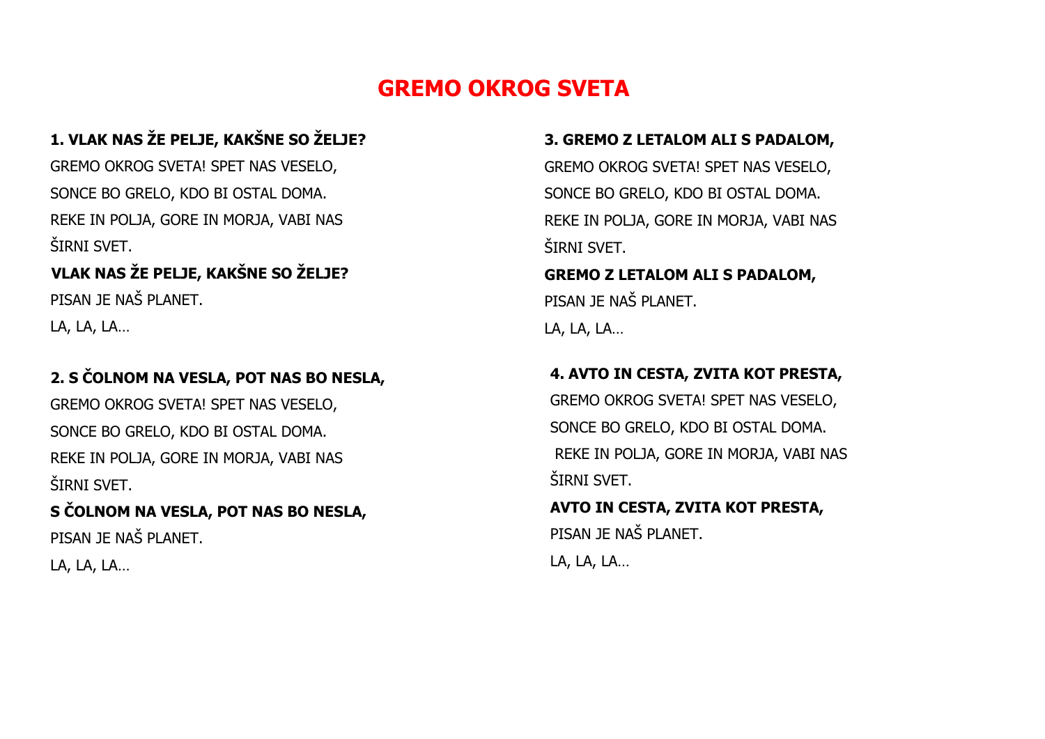# GREMO OKROG SVETA

**1. VLAK NAS ŽE PELJE, KAKŠNE SO ŽELJE?**

GREMO OKROG SVETA! SPET NAS VESELO,

SONCE BO GRELO, KDO BI OSTAL DOMA.

REKE IN POLJA, GORE IN MORJA, VABI NAS ŠIRNI SVET.

**VLAK NAS ŽE PELJE, KAKŠNE SO ŽELJE?**

PISAN JE NAŠ PLANET.

LA, LA, LA…

**2. S ČOLNOM NA VESLA, POT NAS BO NESLA,**

GREMO OKROG SVETA! SPET NAS VESELO,

SONCE BO GRELO, KDO BI OSTAL DOMA.

REKE IN POLJA, GORE IN MORJA, VABI NAS ŠIRNI SVET.

**S ČOLNOM NA VESLA, POT NAS BO NESLA,**

PISAN JE NAŠ PLANET.

LA, LA, LA…

**3. GREMO Z LETALOM ALI S PADALOM,**

GREMO OKROG SVETA! SPET NAS VESELO,

SONCE BO GRELO, KDO BI OSTAL DOMA.

REKE IN POLJA, GORE IN MORJA, VABI NAS ŠIRNI SVET.

**GREMO Z LETALOM ALI S PADALOM,**

PISAN JE NAŠ PLANET.

LA, LA, LA…

**4. AVTO IN CESTA, ZVITA KOT PRESTA,**

GREMO OKROG SVETA! SPET NAS VESELO,

SONCE BO GRELO, KDO BI OSTAL DOMA.

REKE IN POLJA, GORE IN MORJA, VABI NAS ŠIRNI SVET.

**AVTO IN CESTA, ZVITA KOT PRESTA,**

PISAN JE NAŠ PLANET.

LA, LA, LA…